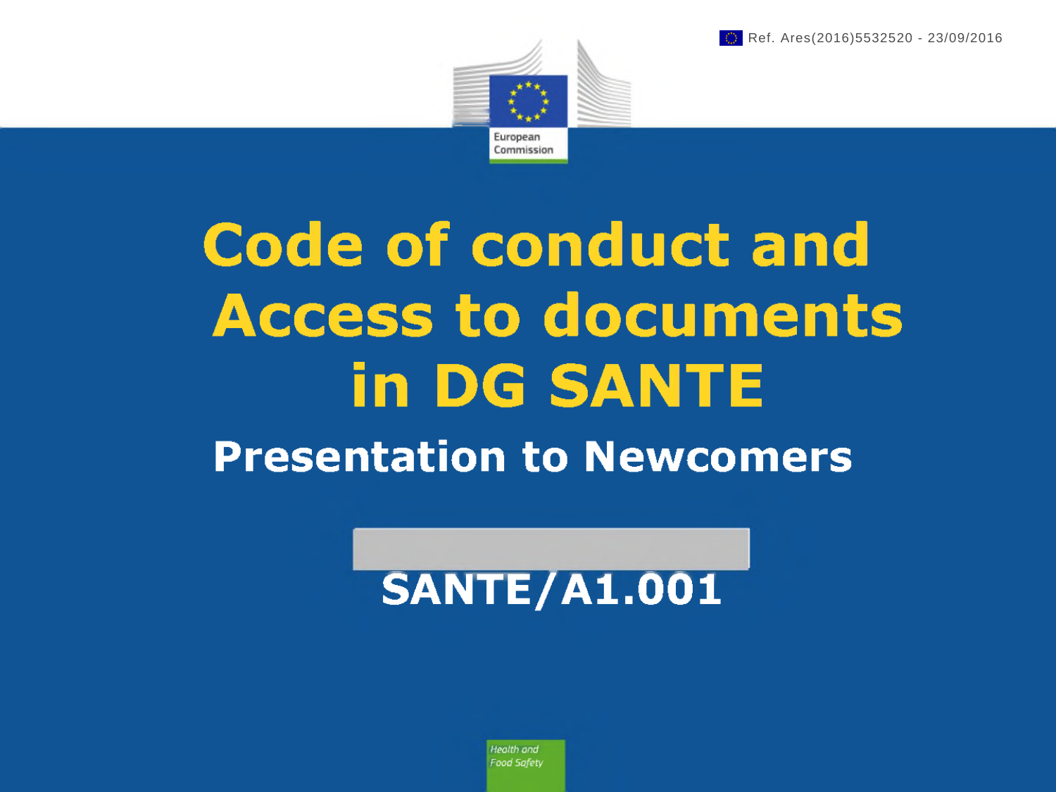Ref. Ares(2016)5532520 - 23/09/2016

European Commission

# Code of conduct and Access to documents in DG SANTE

## Presentation to Newcomers

SANTE/A1.001

*Health and Food Safety*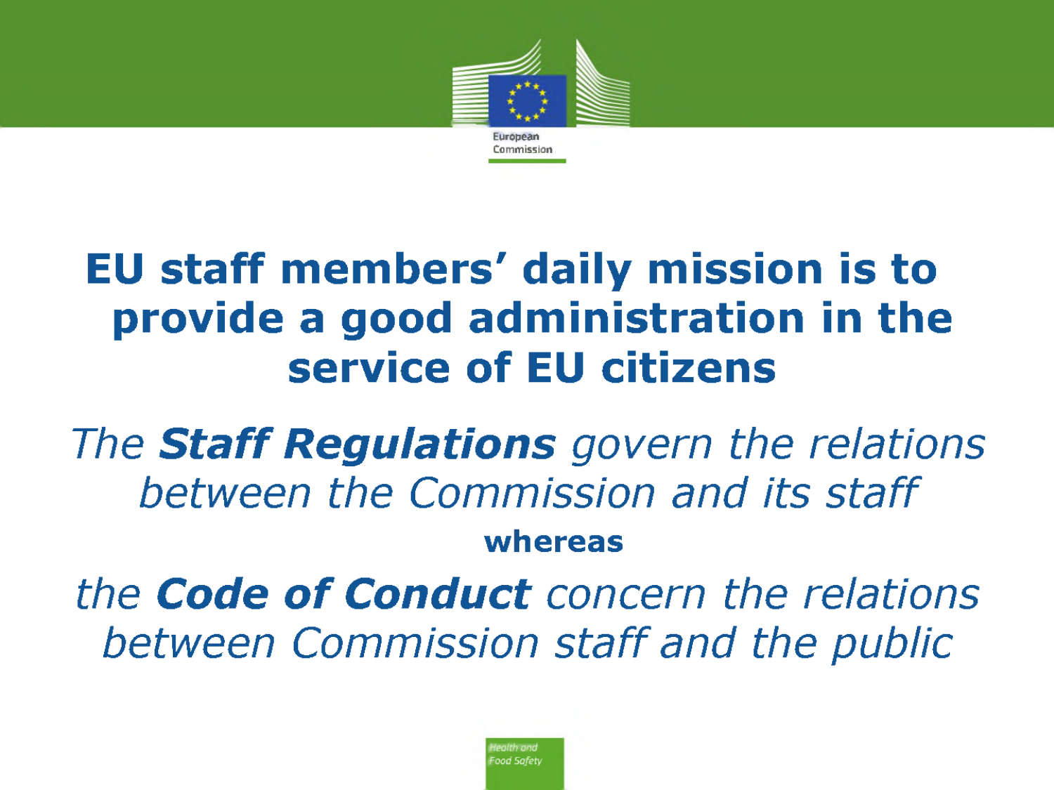# EU staff members' daily mission is to provide a good administration in the service of EU citizens

*The **Staff Regulations** govern the relations between the Commission and its staff*

**whereas**

*the **Code of Conduct** concern the relations between Commission staff and the public*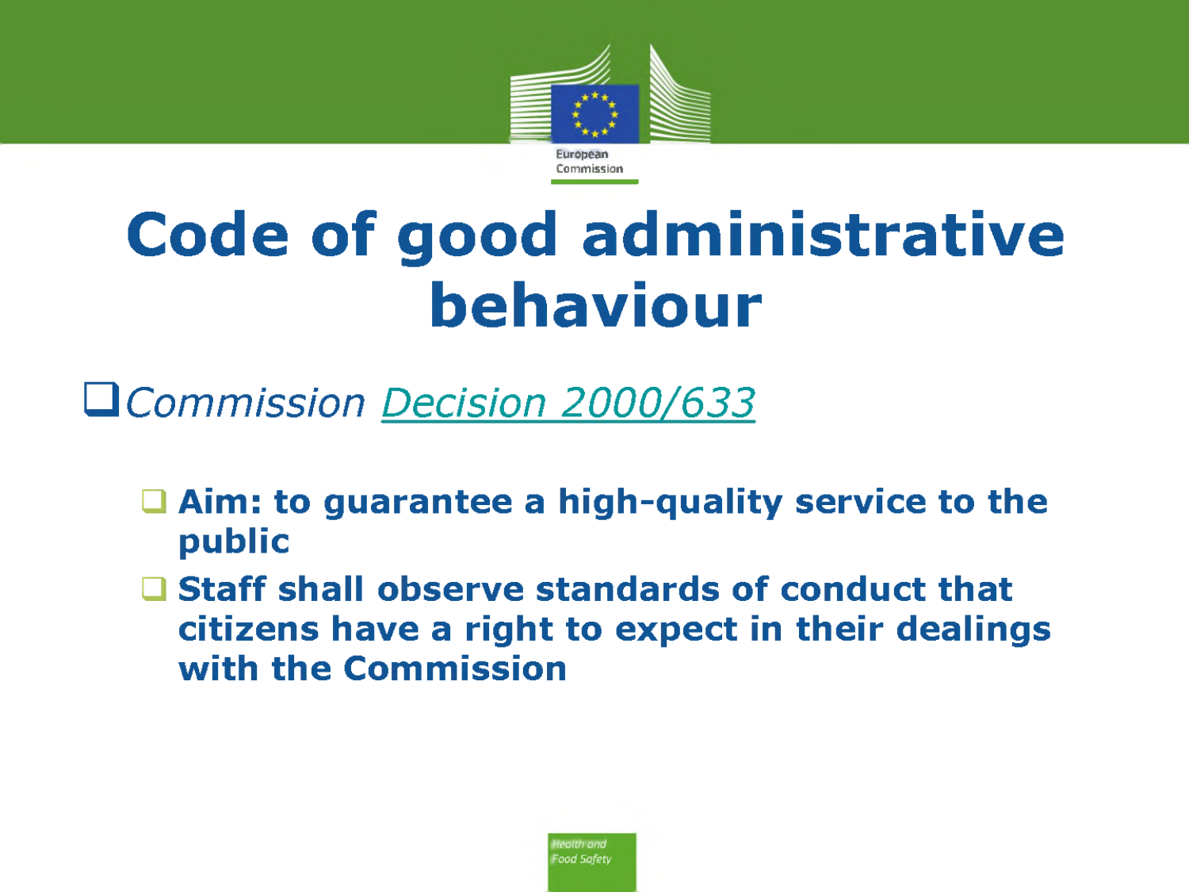# Code of good administrative behaviour

- *Commission Decision 2000/633*
  - **Aim: to guarantee a high-quality service to the public**
  - **Staff shall observe standards of conduct that citizens have a right to expect in their dealings with the Commission**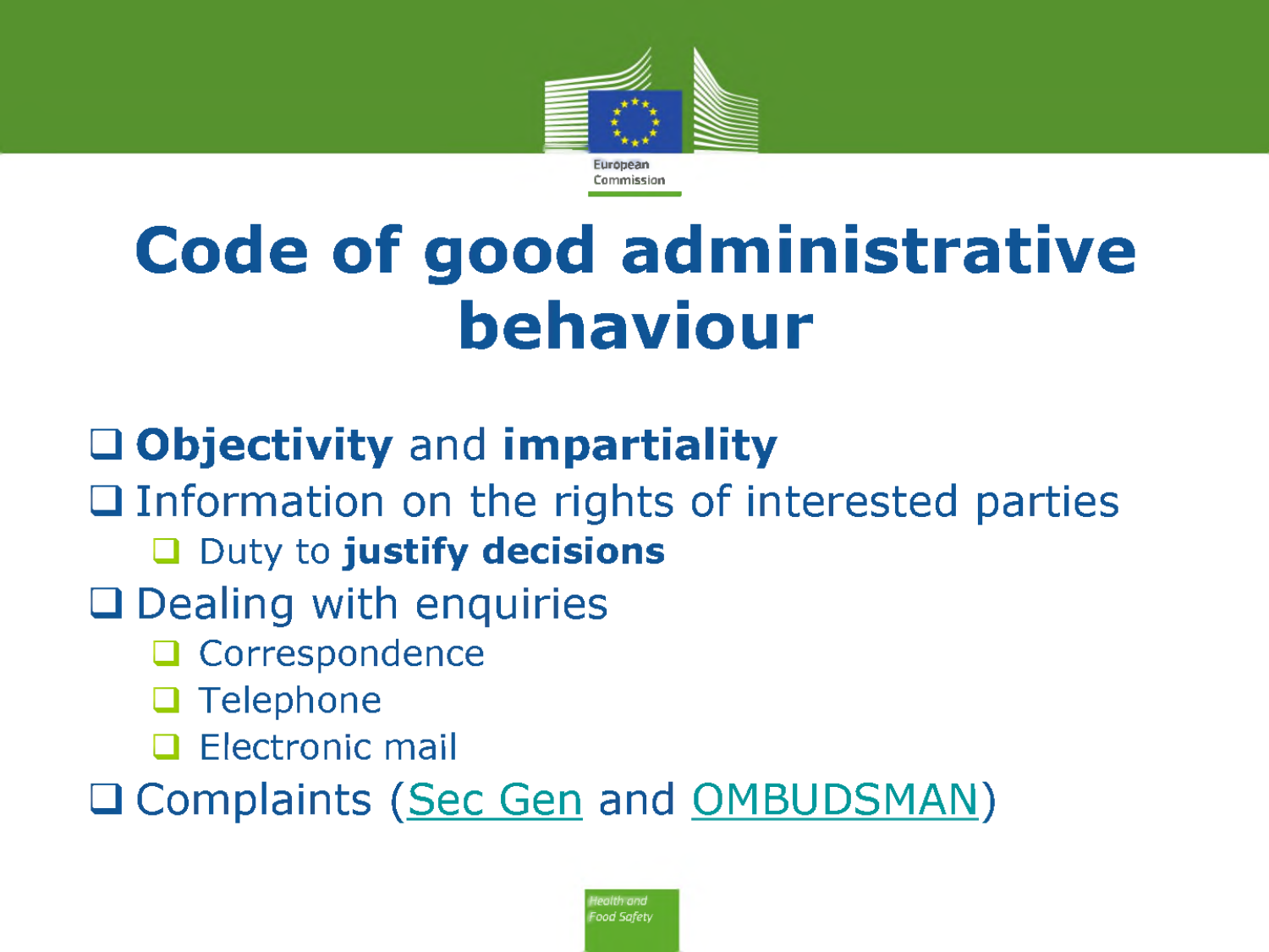# Code of good administrative behaviour

- **Objectivity** and **impartiality**
- Information on the rights of interested parties
  - Duty to **justify decisions**
- Dealing with enquiries
  - Correspondence
  - Telephone
  - Electronic mail
- Complaints (Sec Gen and OMBUDSMAN)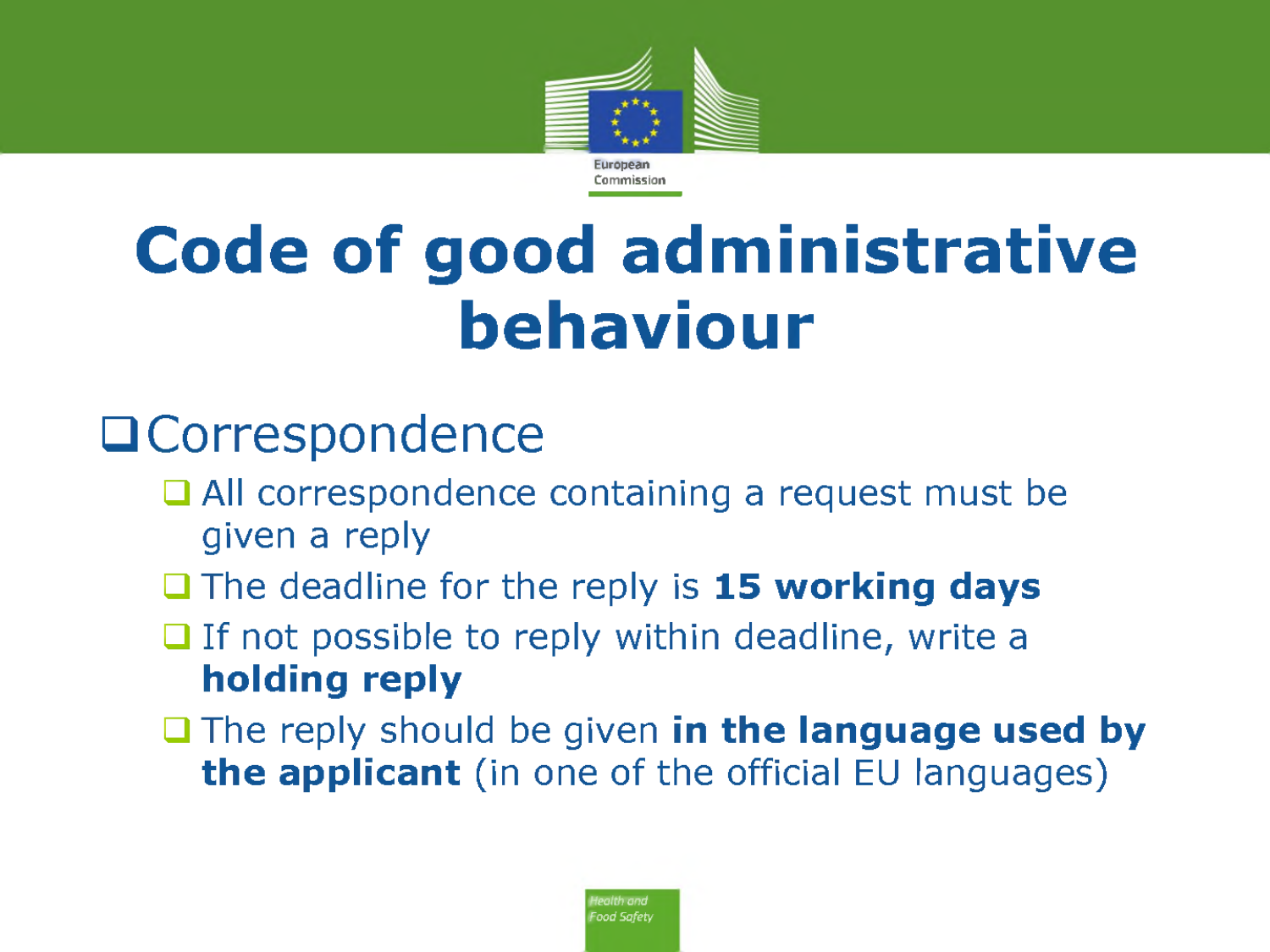# Code of good administrative behaviour

- Correspondence
  - All correspondence containing a request must be given a reply
  - The deadline for the reply is **15 working days**
  - If not possible to reply within deadline, write a **holding reply**
  - The reply should be given **in the language used by the applicant** (in one of the official EU languages)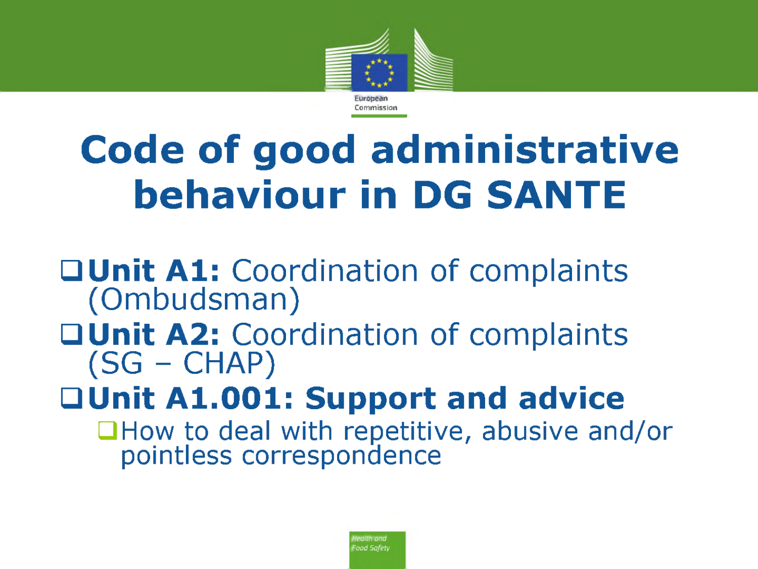# Code of good administrative behaviour in DG SANTE

- **Unit A1:** Coordination of complaints (Ombudsman)
- **Unit A2:** Coordination of complaints (SG – CHAP)
- **Unit A1.001: Support and advice**
  - How to deal with repetitive, abusive and/or pointless correspondence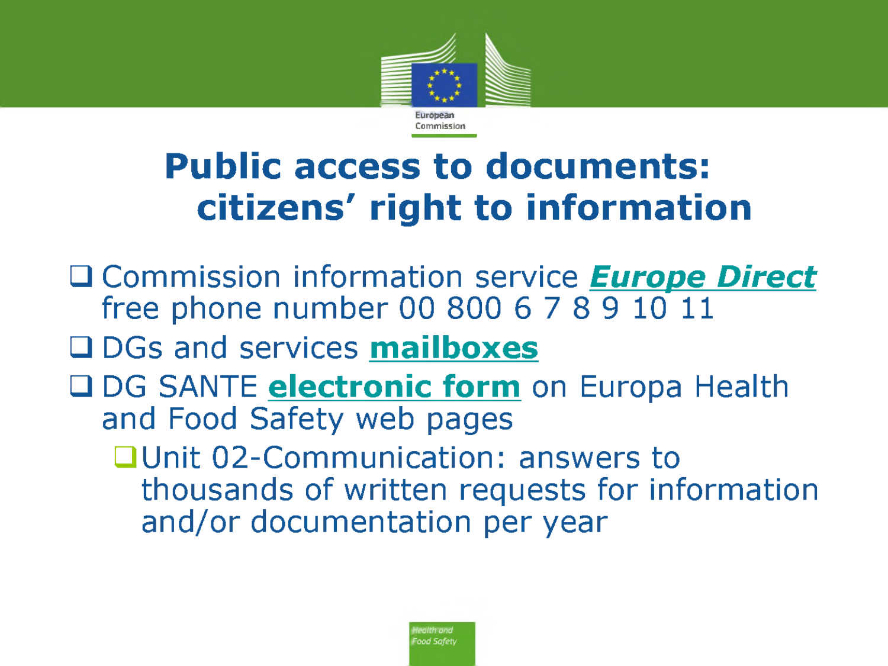# Public access to documents: citizens' right to information

- Commission information service ***Europe Direct*** free phone number 00 800 6 7 8 9 10 11
- DGs and services **mailboxes**
- DG SANTE **electronic form** on Europa Health and Food Safety web pages
  - Unit 02-Communication: answers to thousands of written requests for information and/or documentation per year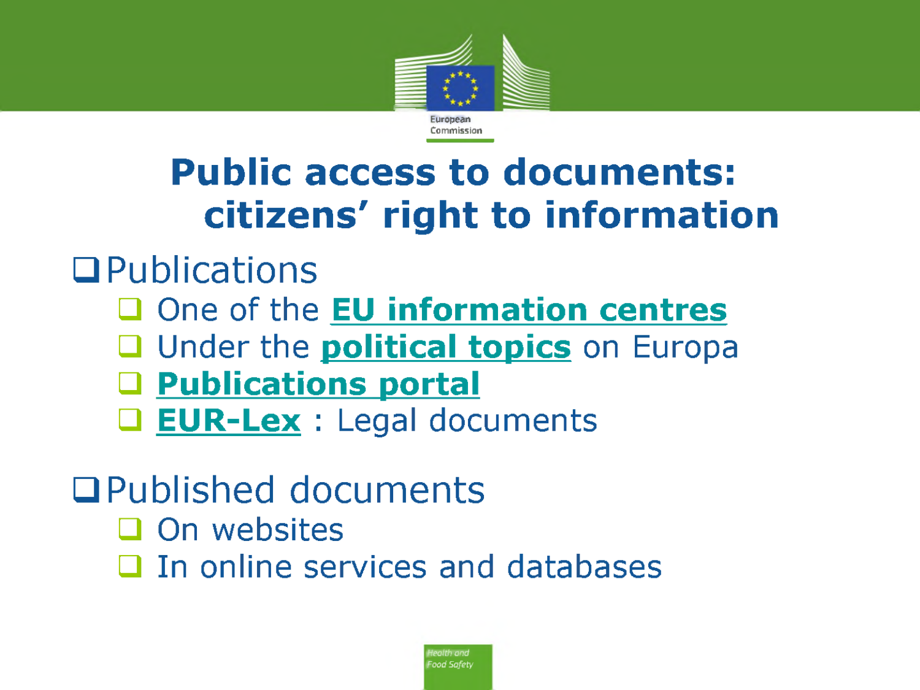# Public access to documents: citizens' right to information

- Publications
  - One of the **EU information centres**
  - Under the **political topics** on Europa
  - **Publications portal**
  - **EUR-Lex** : Legal documents

- Published documents
  - On websites
  - In online services and databases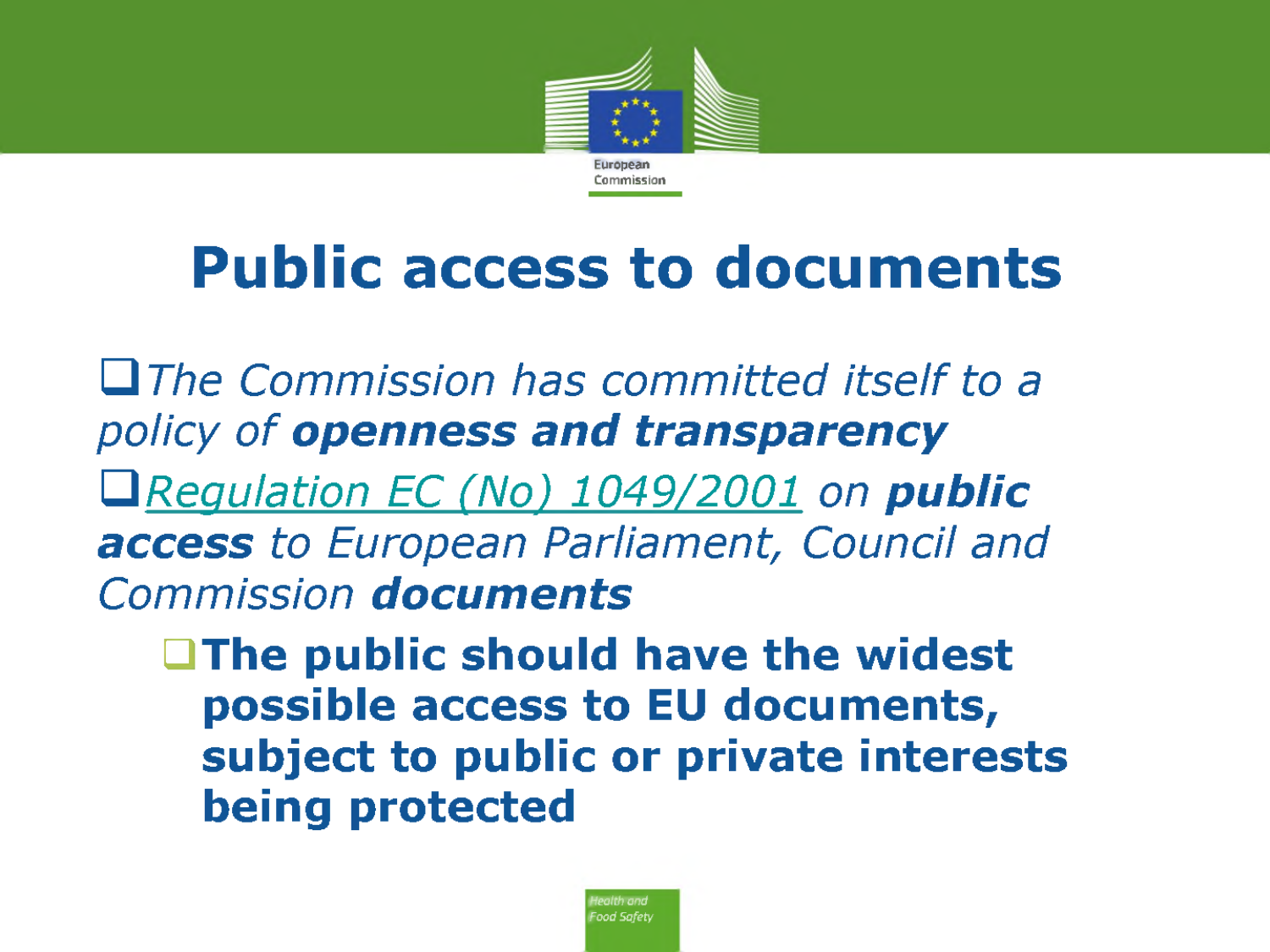# Public access to documents

- *The Commission has committed itself to a policy of* ***openness and transparency***
- *Regulation EC (No) 1049/2001 on* ***public access*** *to European Parliament, Council and Commission* ***documents***
    - **The public should have the widest possible access to EU documents, subject to public or private interests being protected**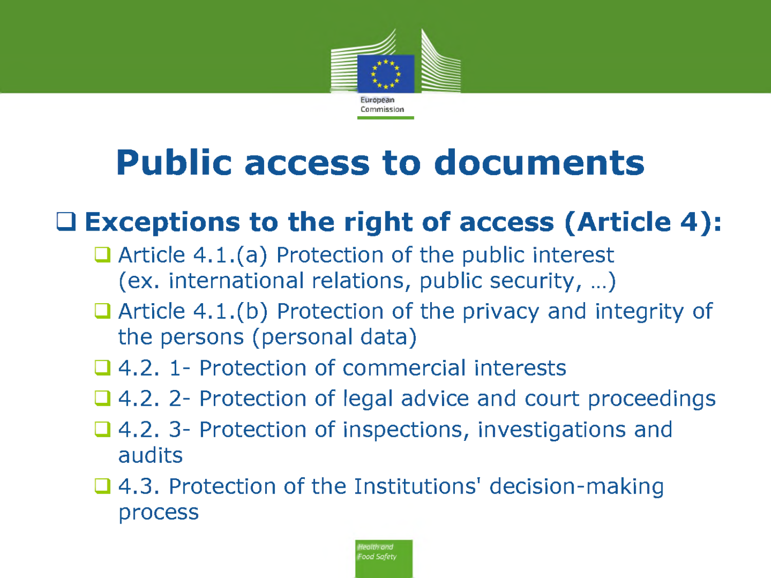# Public access to documents

- **Exceptions to the right of access (Article 4):**
  - Article 4.1.(a) Protection of the public interest (ex. international relations, public security, …)
  - Article 4.1.(b) Protection of the privacy and integrity of the persons (personal data)
  - 4.2. 1- Protection of commercial interests
  - 4.2. 2- Protection of legal advice and court proceedings
  - 4.2. 3- Protection of inspections, investigations and audits
  - 4.3. Protection of the Institutions' decision-making process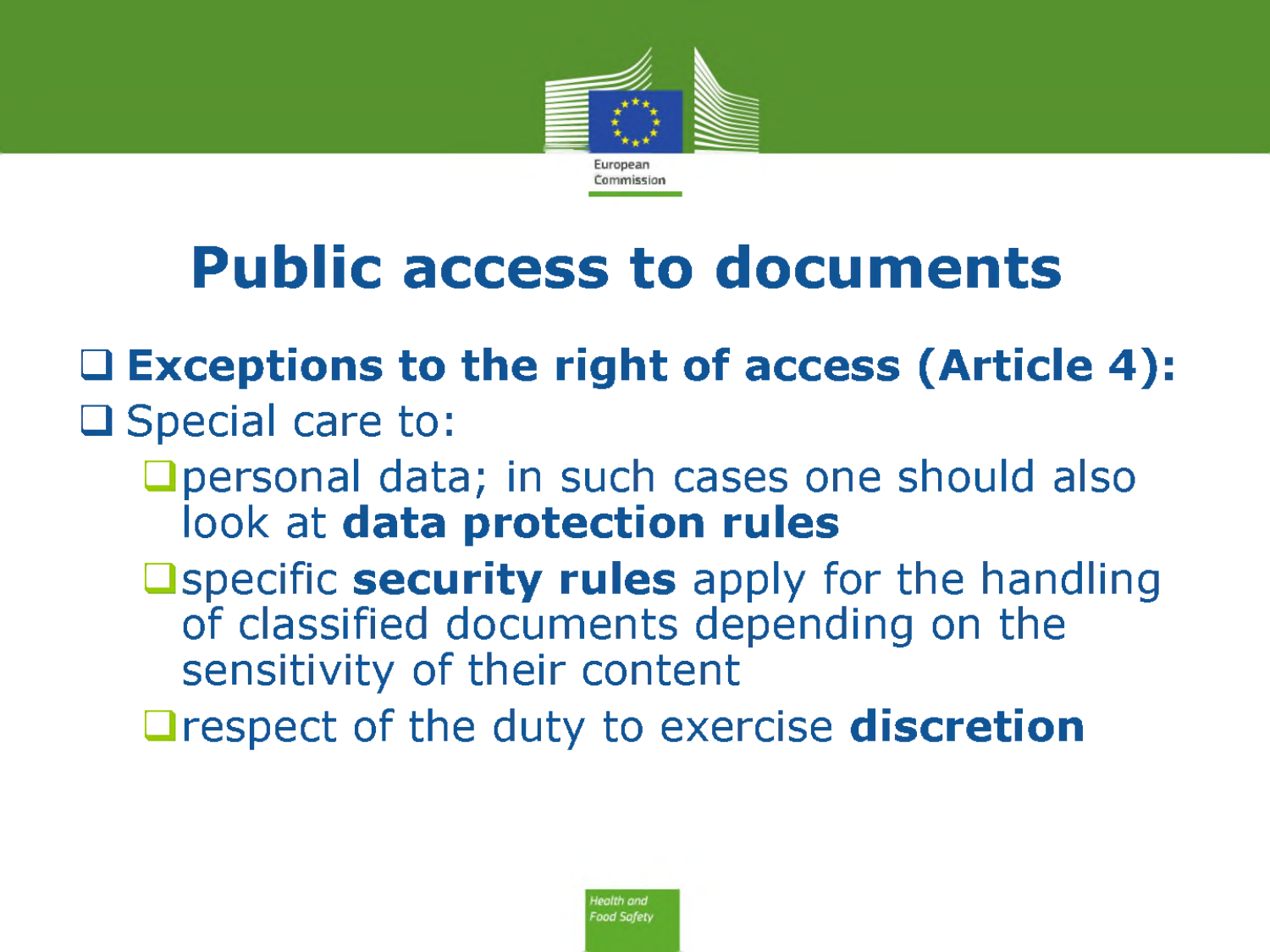# Public access to documents

- **Exceptions to the right of access (Article 4):**
- Special care to:
  - personal data; in such cases one should also look at **data protection rules**
  - specific **security rules** apply for the handling of classified documents depending on the sensitivity of their content
  - respect of the duty to exercise **discretion**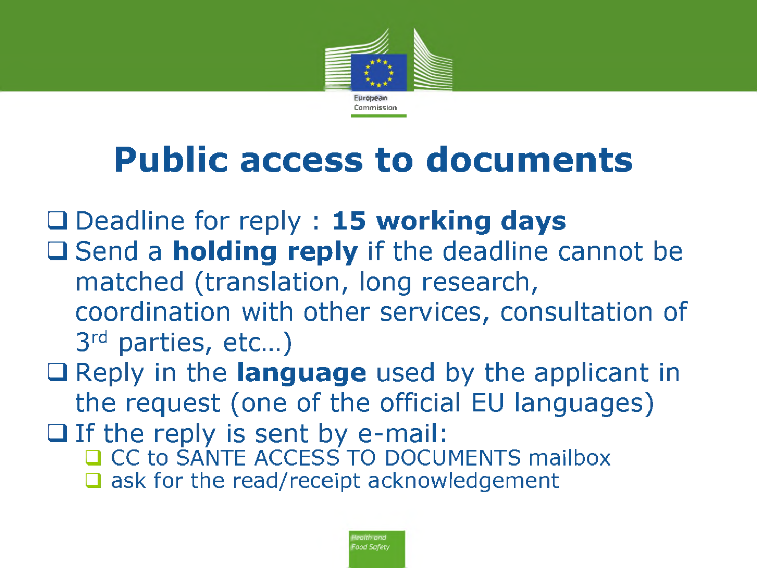# Public access to documents

- Deadline for reply : **15 working days**
- Send a **holding reply** if the deadline cannot be matched (translation, long research, coordination with other services, consultation of 3rd parties, etc…)
- Reply in the **language** used by the applicant in the request (one of the official EU languages)
- If the reply is sent by e-mail:
  - CC to SANTE ACCESS TO DOCUMENTS mailbox
  - ask for the read/receipt acknowledgement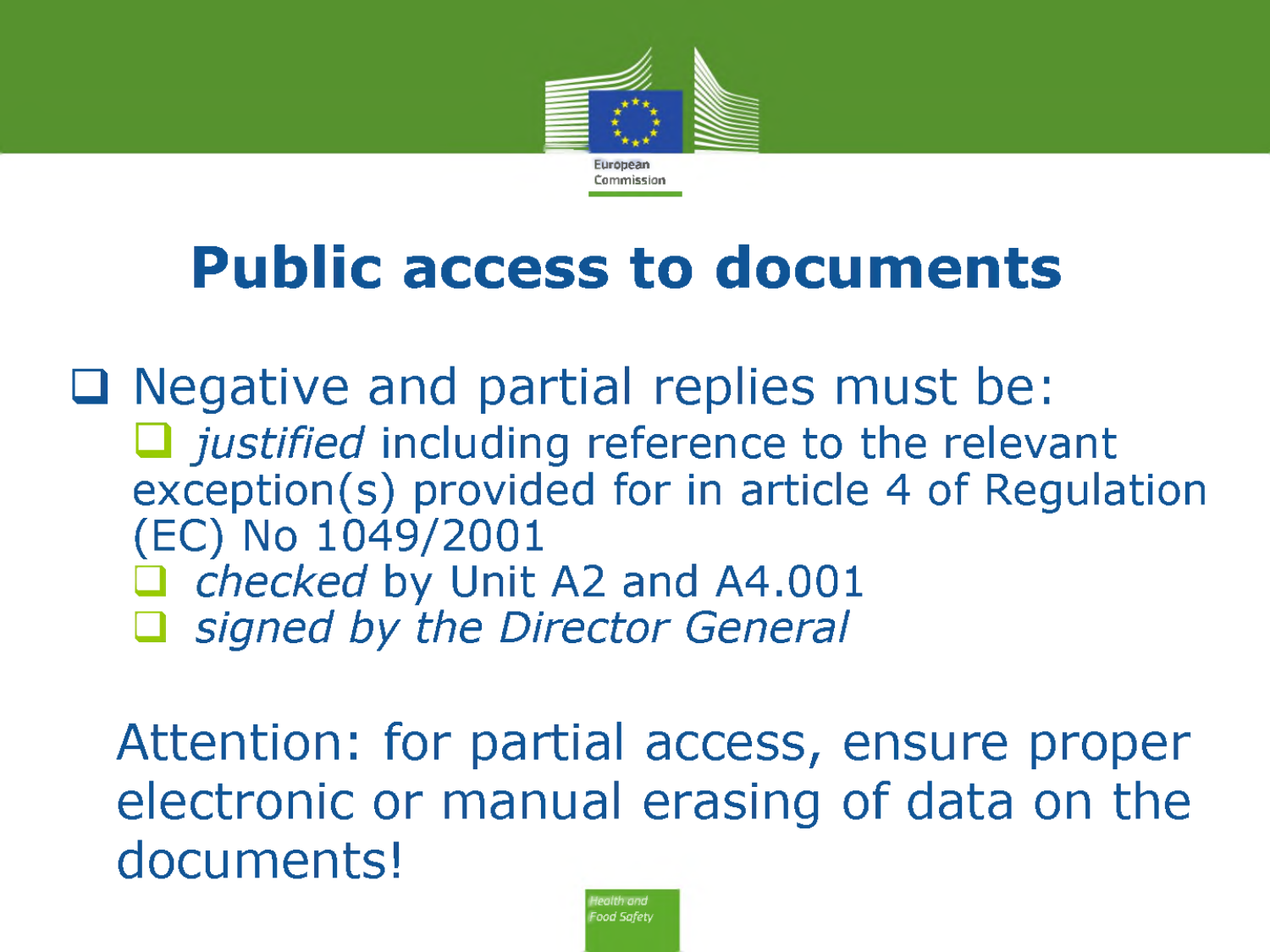# Public access to documents

- Negative and partial replies must be:
  - *justified* including reference to the relevant exception(s) provided for in article 4 of Regulation (EC) No 1049/2001
  - *checked* by Unit A2 and A4.001
  - *signed by the Director General*

Attention: for partial access, ensure proper electronic or manual erasing of data on the documents!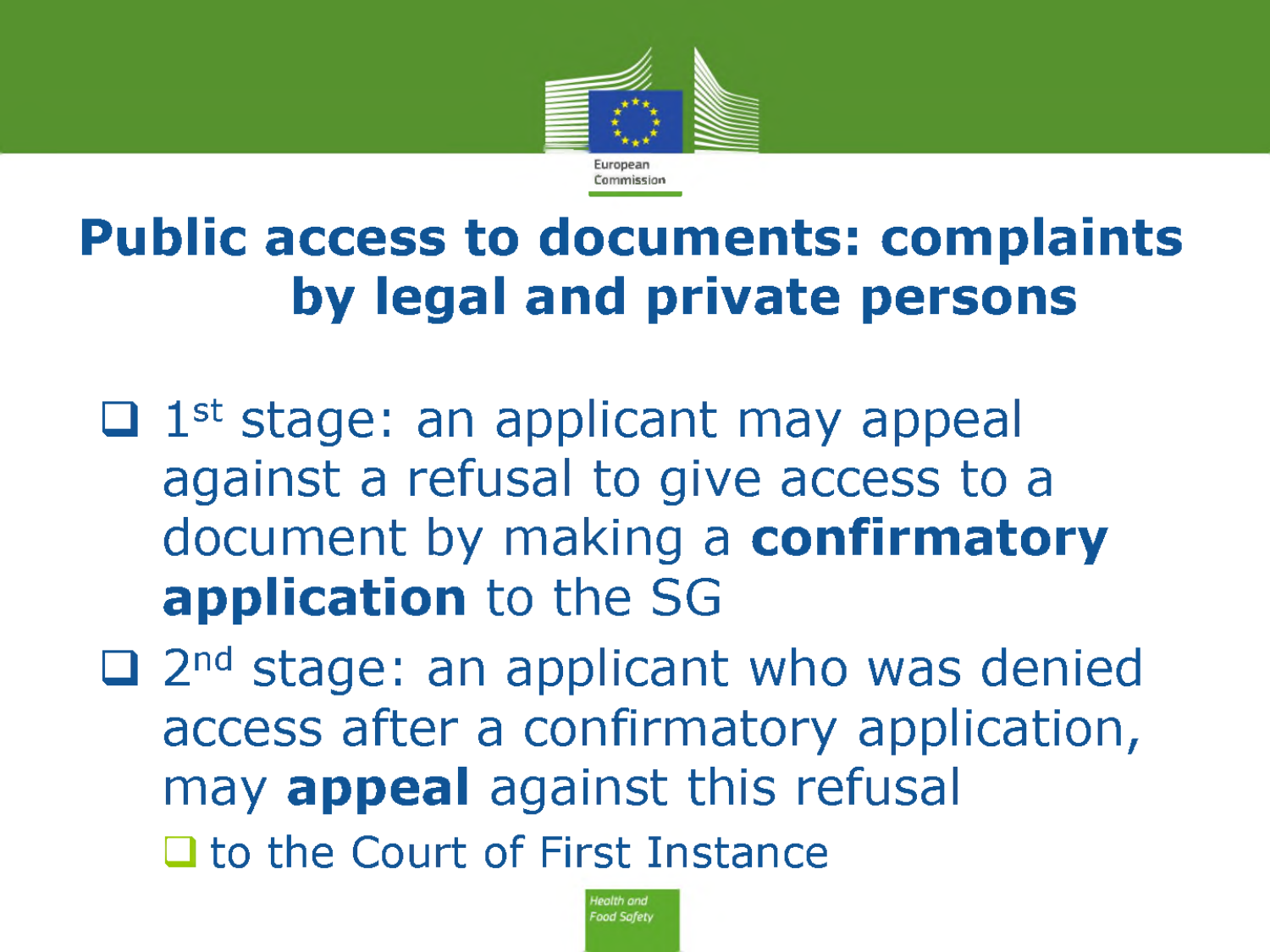# Public access to documents: complaints by legal and private persons

- 1st stage: an applicant may appeal against a refusal to give access to a document by making a **confirmatory application** to the SG
- 2nd stage: an applicant who was denied access after a confirmatory application, may **appeal** against this refusal
  - to the Court of First Instance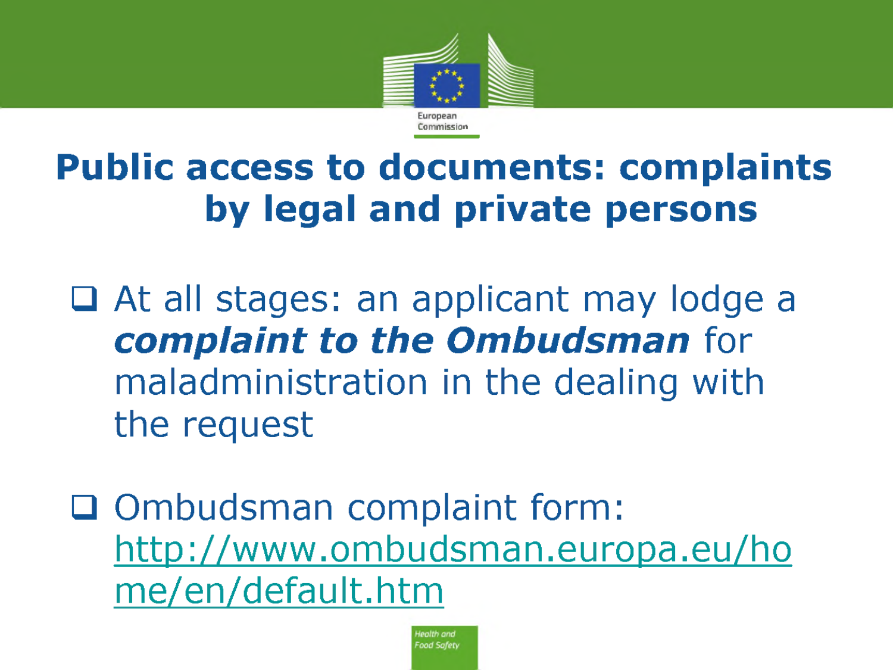# Public access to documents: complaints by legal and private persons

- At all stages: an applicant may lodge a ***complaint to the Ombudsman*** for maladministration in the dealing with the request

- Ombudsman complaint form: http://www.ombudsman.europa.eu/home/en/default.htm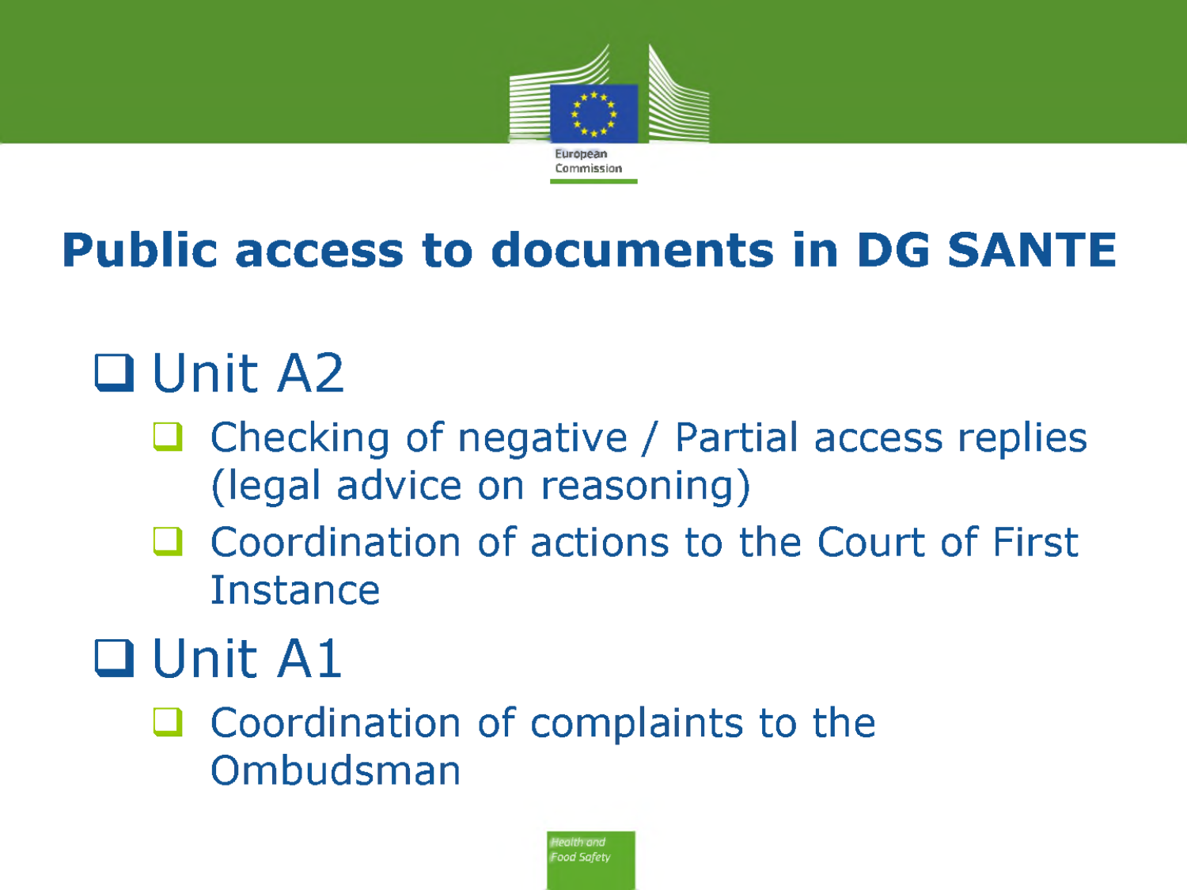# Public access to documents in DG SANTE

- Unit A2
  - Checking of negative / Partial access replies (legal advice on reasoning)
  - Coordination of actions to the Court of First Instance
- Unit A1
  - Coordination of complaints to the Ombudsman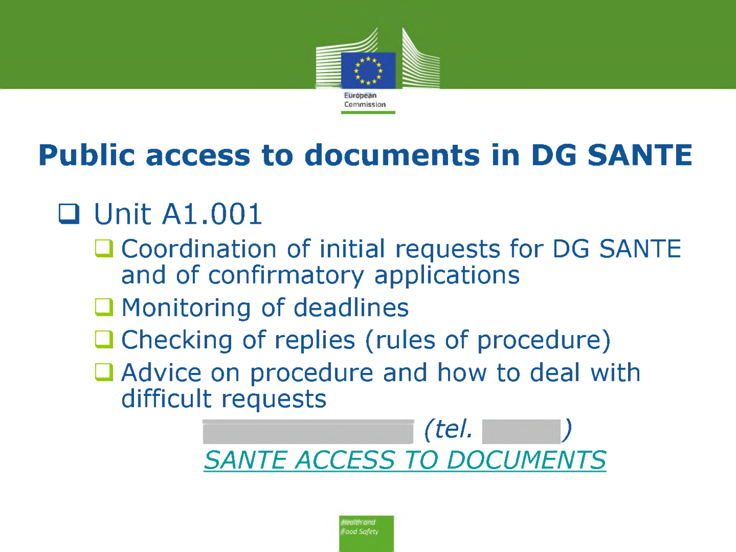# Public access to documents in DG SANTE

- Unit A1.001
  - Coordination of initial requests for DG SANTE and of confirmatory applications
  - Monitoring of deadlines
  - Checking of replies (rules of procedure)
  - Advice on procedure and how to deal with difficult requests

*(tel. )*

*SANTE ACCESS TO DOCUMENTS*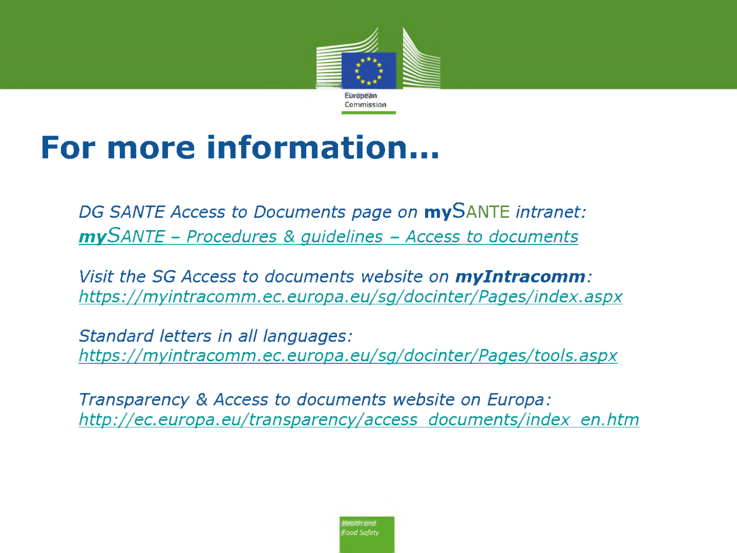# For more information...

*DG SANTE Access to Documents page on* **my**SANTE *intranet:*
*[**my**SANTE – Procedures & guidelines – Access to documents]*

*Visit the SG Access to documents website on* ***myIntracomm****:*
*https://myintracomm.ec.europa.eu/sg/docinter/Pages/index.aspx*

*Standard letters in all languages:*
*https://myintracomm.ec.europa.eu/sg/docinter/Pages/tools.aspx*

*Transparency & Access to documents website on Europa:*
*http://ec.europa.eu/transparency/access_documents/index_en.htm*